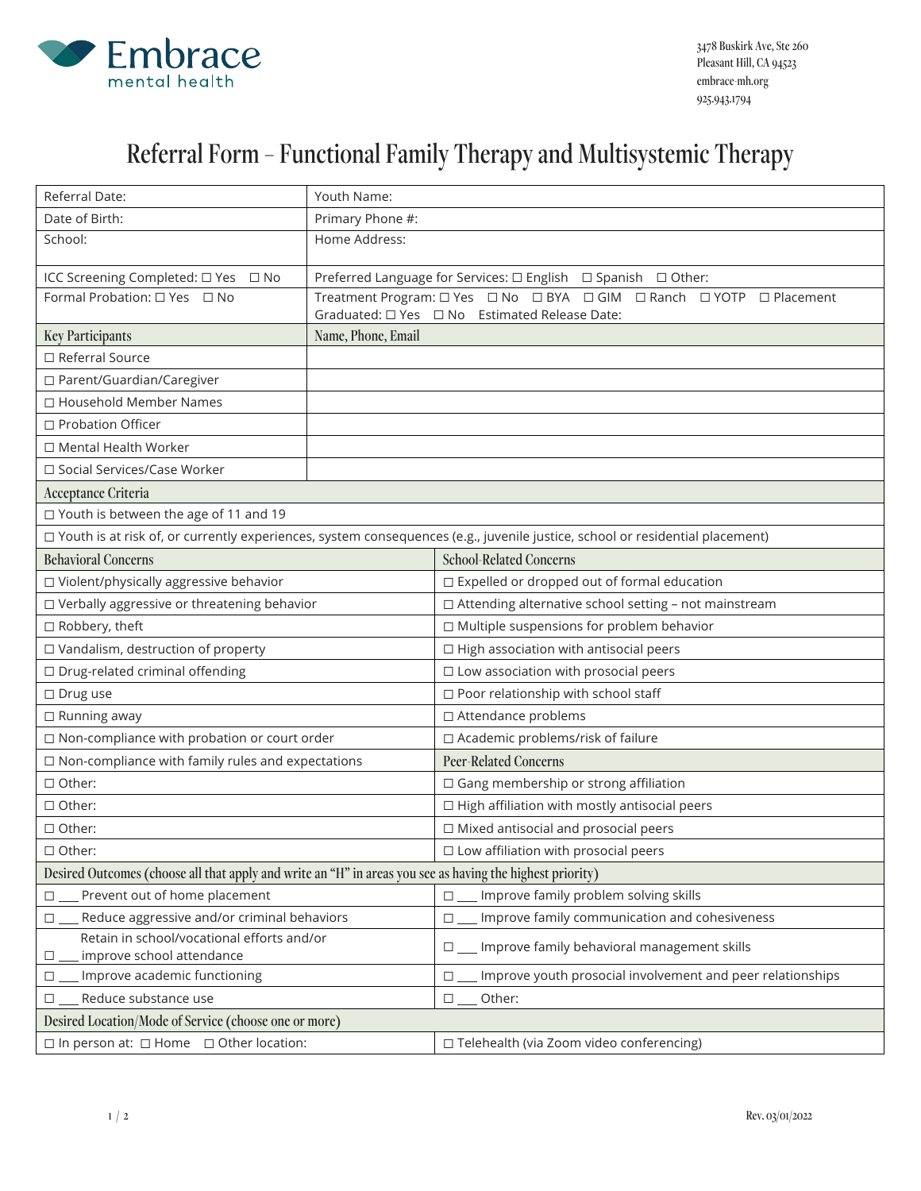Embrace mental health

3478 Buskirk Ave, Ste 260
Pleasant Hill, CA 94523
embrace-mh.org
925.943.1794

# Referral Form – Functional Family Therapy and Multisystemic Therapy

| Referral Date: | Youth Name: |
|---|---|
| Date of Birth: | Primary Phone #: |
| School: | Home Address: |
| ICC Screening Completed: ☐ Yes ☐ No | Preferred Language for Services: ☐ English ☐ Spanish ☐ Other: |
| Formal Probation: ☐ Yes ☐ No | Treatment Program: ☐ Yes ☐ No ☐ BYA ☐ GIM ☐ Ranch ☐ YOTP ☐ Placement<br>Graduated: ☐ Yes ☐ No Estimated Release Date: |

| Key Participants | Name, Phone, Email |
|---|---|
| ☐ Referral Source | |
| ☐ Parent/Guardian/Caregiver | |
| ☐ Household Member Names | |
| ☐ Probation Officer | |
| ☐ Mental Health Worker | |
| ☐ Social Services/Case Worker | |

| Acceptance Criteria |
|---|
| ☐ Youth is between the age of 11 and 19 |
| ☐ Youth is at risk of, or currently experiences, system consequences (e.g., juvenile justice, school or residential placement) |

| Behavioral Concerns | School-Related Concerns |
|---|---|
| ☐ Violent/physically aggressive behavior | ☐ Expelled or dropped out of formal education |
| ☐ Verbally aggressive or threatening behavior | ☐ Attending alternative school setting – not mainstream |
| ☐ Robbery, theft | ☐ Multiple suspensions for problem behavior |
| ☐ Vandalism, destruction of property | ☐ High association with antisocial peers |
| ☐ Drug-related criminal offending | ☐ Low association with prosocial peers |
| ☐ Drug use | ☐ Poor relationship with school staff |
| ☐ Running away | ☐ Attendance problems |
| ☐ Non-compliance with probation or court order | ☐ Academic problems/risk of failure |
| ☐ Non-compliance with family rules and expectations | **Peer-Related Concerns** |
| ☐ Other: | ☐ Gang membership or strong affiliation |
| ☐ Other: | ☐ High affiliation with mostly antisocial peers |
| ☐ Other: | ☐ Mixed antisocial and prosocial peers |
| ☐ Other: | ☐ Low affiliation with prosocial peers |

| Desired Outcomes (choose all that apply and write an "H" in areas you see as having the highest priority) | |
|---|---|
| ☐ ___ Prevent out of home placement | ☐ ___ Improve family problem solving skills |
| ☐ ___ Reduce aggressive and/or criminal behaviors | ☐ ___ Improve family communication and cohesiveness |
| ☐ ___ Retain in school/vocational efforts and/or improve school attendance | ☐ ___ Improve family behavioral management skills |
| ☐ ___ Improve academic functioning | ☐ ___ Improve youth prosocial involvement and peer relationships |
| ☐ ___ Reduce substance use | ☐ ___ Other: |

| Desired Location/Mode of Service (choose one or more) | |
|---|---|
| ☐ In person at: ☐ Home ☐ Other location: | ☐ Telehealth (via Zoom video conferencing) |

Rev. 03/01/2022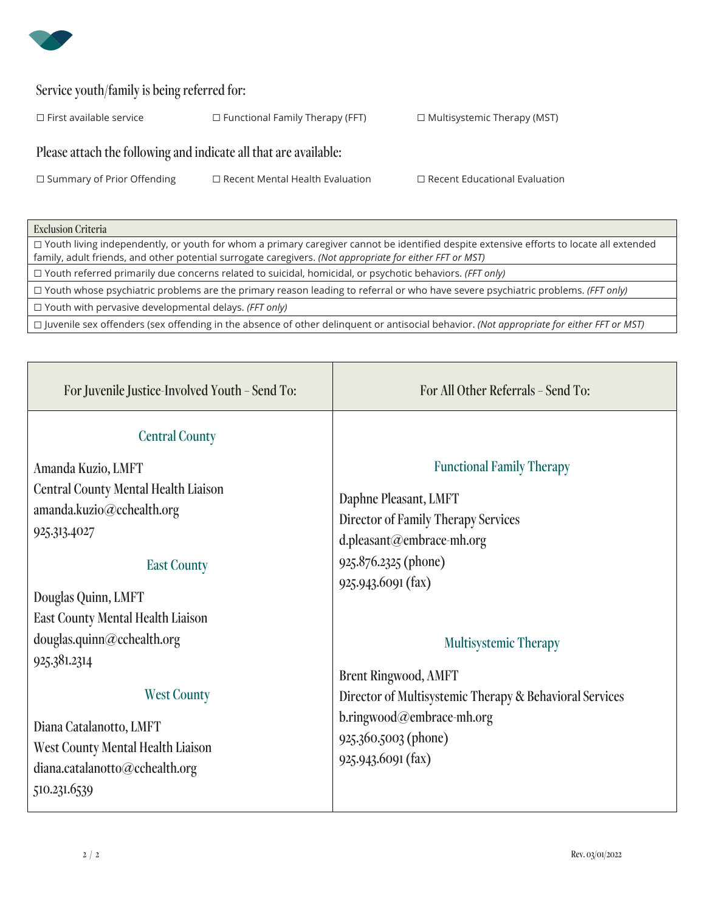## Service youth/family is being referred for:

☐ First available service ☐ Functional Family Therapy (FFT) ☐ Multisystemic Therapy (MST)

## Please attach the following and indicate all that are available:

☐ Summary of Prior Offending ☐ Recent Mental Health Evaluation ☐ Recent Educational Evaluation

| Exclusion Criteria |
|---|
| ☐ Youth living independently, or youth for whom a primary caregiver cannot be identified despite extensive efforts to locate all extended family, adult friends, and other potential surrogate caregivers. *(Not appropriate for either FFT or MST)* |
| ☐ Youth referred primarily due concerns related to suicidal, homicidal, or psychotic behaviors. *(FFT only)* |
| ☐ Youth whose psychiatric problems are the primary reason leading to referral or who have severe psychiatric problems. *(FFT only)* |
| ☐ Youth with pervasive developmental delays. *(FFT only)* |
| ☐ Juvenile sex offenders (sex offending in the absence of other delinquent or antisocial behavior. *(Not appropriate for either FFT or MST)* |

| For Juvenile Justice-Involved Youth – Send To: | For All Other Referrals – Send To: |
|---|---|
| **Central County**<br>Amanda Kuzio, LMFT<br>Central County Mental Health Liaison<br>amanda.kuzio@cchealth.org<br>925.313.4027<br><br>**East County**<br>Douglas Quinn, LMFT<br>East County Mental Health Liaison<br>douglas.quinn@cchealth.org<br>925.381.2314<br><br>**West County**<br>Diana Catalanotto, LMFT<br>West County Mental Health Liaison<br>diana.catalanotto@cchealth.org<br>510.231.6539 | **Functional Family Therapy**<br>Daphne Pleasant, LMFT<br>Director of Family Therapy Services<br>d.pleasant@embrace-mh.org<br>925.876.2325 (phone)<br>925.943.6091 (fax)<br><br>**Multisystemic Therapy**<br>Brent Ringwood, AMFT<br>Director of Multisystemic Therapy & Behavioral Services<br>b.ringwood@embrace-mh.org<br>925.360.5003 (phone)<br>925.943.6091 (fax) |

Rev. 03/01/2022